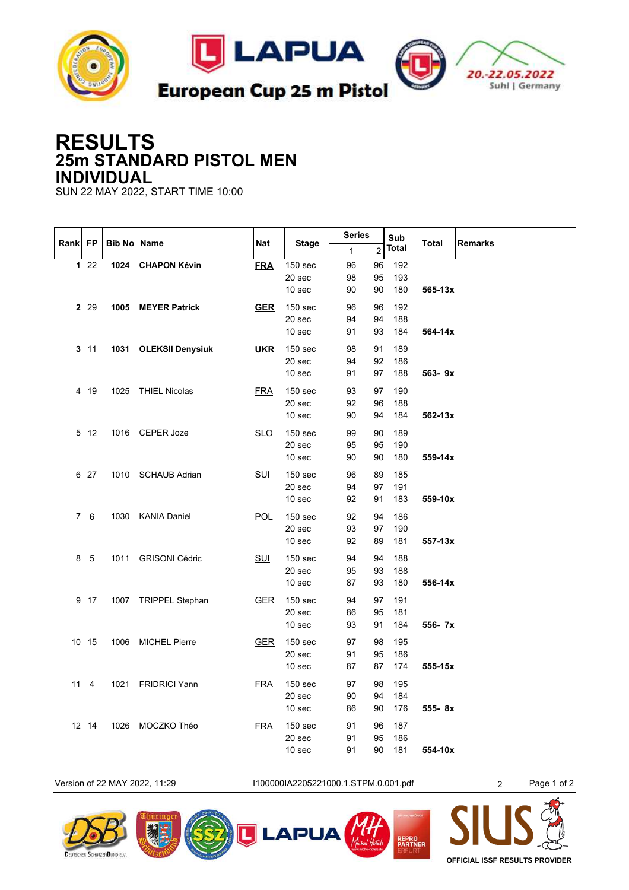European Cup 25 m Pistol

20.-22.05.2022
Suhl | Germany

# RESULTS
## 25m STANDARD PISTOL MEN
## INDIVIDUAL

SUN 22 MAY 2022, START TIME 10:00

| Rank | FP | Bib No | Name | Nat | Stage | Series 1 | Series 2 | Sub Total | Total | Remarks |
|---|---|---|---|---|---|---|---|---|---|---|
| **1** | 22 | **1024** | **CHAPON Kévin** | **FRA** | 150 sec | 96 | 96 | 192 | | |
| | | | | | 20 sec | 98 | 95 | 193 | | |
| | | | | | 10 sec | 90 | 90 | 180 | **565-13x** | |
| **2** | 29 | **1005** | **MEYER Patrick** | **GER** | 150 sec | 96 | 96 | 192 | | |
| | | | | | 20 sec | 94 | 94 | 188 | | |
| | | | | | 10 sec | 91 | 93 | 184 | **564-14x** | |
| **3** | 11 | **1031** | **OLEKSII Denysiuk** | **UKR** | 150 sec | 98 | 91 | 189 | | |
| | | | | | 20 sec | 94 | 92 | 186 | | |
| | | | | | 10 sec | 91 | 97 | 188 | **563- 9x** | |
| 4 | 19 | 1025 | THIEL Nicolas | FRA | 150 sec | 93 | 97 | 190 | | |
| | | | | | 20 sec | 92 | 96 | 188 | | |
| | | | | | 10 sec | 90 | 94 | 184 | **562-13x** | |
| 5 | 12 | 1016 | CEPER Joze | SLO | 150 sec | 99 | 90 | 189 | | |
| | | | | | 20 sec | 95 | 95 | 190 | | |
| | | | | | 10 sec | 90 | 90 | 180 | **559-14x** | |
| 6 | 27 | 1010 | SCHAUB Adrian | SUI | 150 sec | 96 | 89 | 185 | | |
| | | | | | 20 sec | 94 | 97 | 191 | | |
| | | | | | 10 sec | 92 | 91 | 183 | **559-10x** | |
| 7 | 6 | 1030 | KANIA Daniel | POL | 150 sec | 92 | 94 | 186 | | |
| | | | | | 20 sec | 93 | 97 | 190 | | |
| | | | | | 10 sec | 92 | 89 | 181 | **557-13x** | |
| 8 | 5 | 1011 | GRISONI Cédric | SUI | 150 sec | 94 | 94 | 188 | | |
| | | | | | 20 sec | 95 | 93 | 188 | | |
| | | | | | 10 sec | 87 | 93 | 180 | **556-14x** | |
| 9 | 17 | 1007 | TRIPPEL Stephan | GER | 150 sec | 94 | 97 | 191 | | |
| | | | | | 20 sec | 86 | 95 | 181 | | |
| | | | | | 10 sec | 93 | 91 | 184 | **556- 7x** | |
| 10 | 15 | 1006 | MICHEL Pierre | GER | 150 sec | 97 | 98 | 195 | | |
| | | | | | 20 sec | 91 | 95 | 186 | | |
| | | | | | 10 sec | 87 | 87 | 174 | **555-15x** | |
| 11 | 4 | 1021 | FRIDRICI Yann | FRA | 150 sec | 97 | 98 | 195 | | |
| | | | | | 20 sec | 90 | 94 | 184 | | |
| | | | | | 10 sec | 86 | 90 | 176 | **555- 8x** | |
| 12 | 14 | 1026 | MOCZKO Théo | FRA | 150 sec | 91 | 96 | 187 | | |
| | | | | | 20 sec | 91 | 95 | 186 | | |
| | | | | | 10 sec | 91 | 90 | 181 | **554-10x** | |

Version of 22 MAY 2022, 11:29 I100000IA2205221000.1.STPM.0.001.pdf

OFFICIAL ISSF RESULTS PROVIDER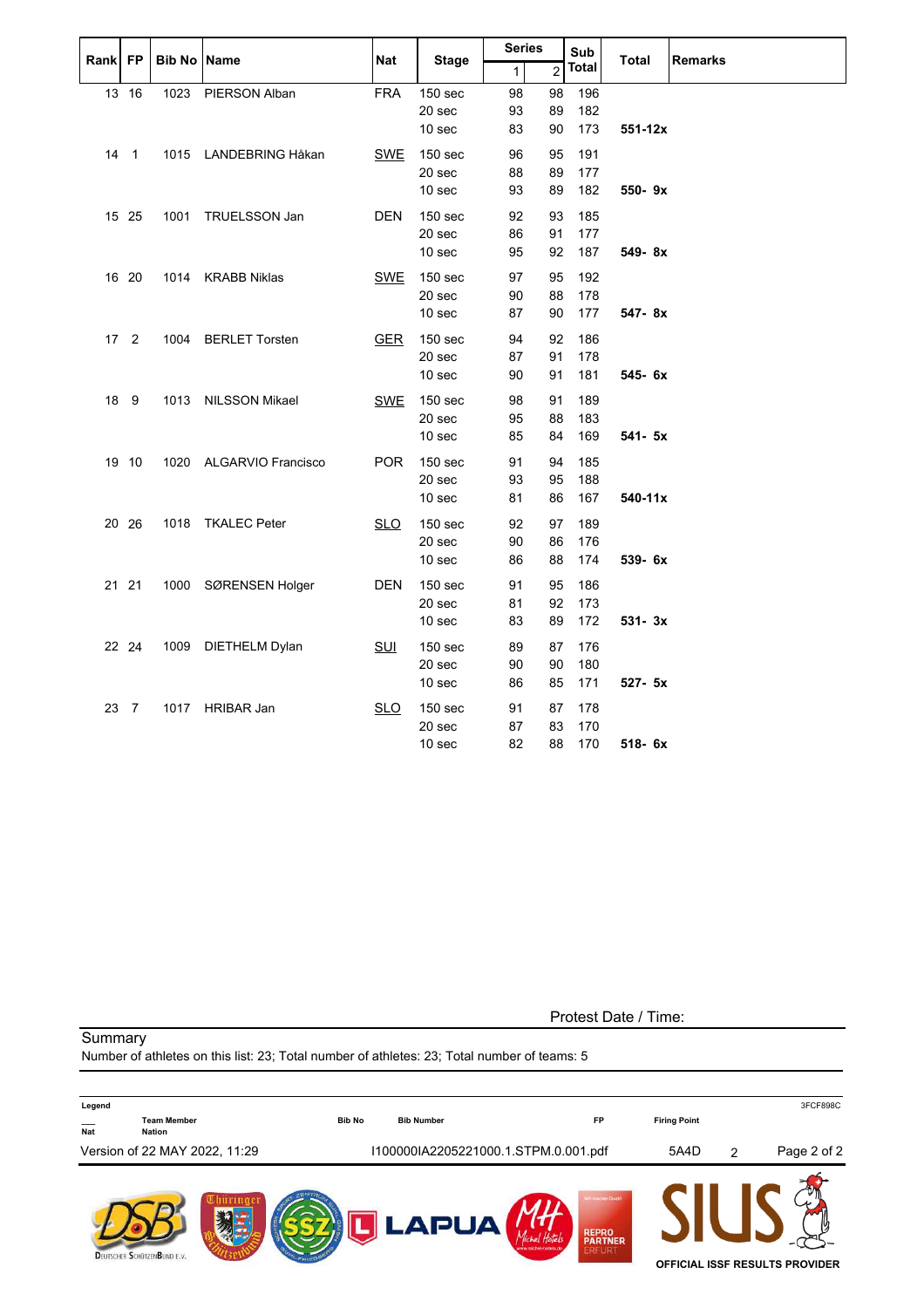| Rank | FP | Bib No | Name | Nat | Stage | Series | | Sub Total | Total | Remarks |
|---|---|---|---|---|---|---|---|---|---|---|
| | | | | | | 1 | 2 | | | |
| 13 | 16 | 1023 | PIERSON Alban | FRA | 150 sec | 98 | 98 | 196 | | |
| | | | | | 20 sec | 93 | 89 | 182 | | |
| | | | | | 10 sec | 83 | 90 | 173 | **551-12x** | |
| 14 | 1 | 1015 | LANDEBRING Håkan | SWE | 150 sec | 96 | 95 | 191 | | |
| | | | | | 20 sec | 88 | 89 | 177 | | |
| | | | | | 10 sec | 93 | 89 | 182 | **550- 9x** | |
| 15 | 25 | 1001 | TRUELSSON Jan | DEN | 150 sec | 92 | 93 | 185 | | |
| | | | | | 20 sec | 86 | 91 | 177 | | |
| | | | | | 10 sec | 95 | 92 | 187 | **549- 8x** | |
| 16 | 20 | 1014 | KRABB Niklas | SWE | 150 sec | 97 | 95 | 192 | | |
| | | | | | 20 sec | 90 | 88 | 178 | | |
| | | | | | 10 sec | 87 | 90 | 177 | **547- 8x** | |
| 17 | 2 | 1004 | BERLET Torsten | GER | 150 sec | 94 | 92 | 186 | | |
| | | | | | 20 sec | 87 | 91 | 178 | | |
| | | | | | 10 sec | 90 | 91 | 181 | **545- 6x** | |
| 18 | 9 | 1013 | NILSSON Mikael | SWE | 150 sec | 98 | 91 | 189 | | |
| | | | | | 20 sec | 95 | 88 | 183 | | |
| | | | | | 10 sec | 85 | 84 | 169 | **541- 5x** | |
| 19 | 10 | 1020 | ALGARVIO Francisco | POR | 150 sec | 91 | 94 | 185 | | |
| | | | | | 20 sec | 93 | 95 | 188 | | |
| | | | | | 10 sec | 81 | 86 | 167 | **540-11x** | |
| 20 | 26 | 1018 | TKALEC Peter | SLO | 150 sec | 92 | 97 | 189 | | |
| | | | | | 20 sec | 90 | 86 | 176 | | |
| | | | | | 10 sec | 86 | 88 | 174 | **539- 6x** | |
| 21 | 21 | 1000 | SØRENSEN Holger | DEN | 150 sec | 91 | 95 | 186 | | |
| | | | | | 20 sec | 81 | 92 | 173 | | |
| | | | | | 10 sec | 83 | 89 | 172 | **531- 3x** | |
| 22 | 24 | 1009 | DIETHELM Dylan | SUI | 150 sec | 89 | 87 | 176 | | |
| | | | | | 20 sec | 90 | 90 | 180 | | |
| | | | | | 10 sec | 86 | 85 | 171 | **527- 5x** | |
| 23 | 7 | 1017 | HRIBAR Jan | SLO | 150 sec | 91 | 87 | 178 | | |
| | | | | | 20 sec | 87 | 83 | 170 | | |
| | | | | | 10 sec | 82 | 88 | 170 | **518- 6x** | |

Protest Date / Time:

Summary

Number of athletes on this list: 23; Total number of athletes: 23; Total number of teams: 5

**Legend**

| Nat | Team Member / Nation | Bib No | Bib Number | FP | Firing Point |
|---|---|---|---|---|---|

3FCF898C

Version of 22 MAY 2022, 11:29 I100000IA2205221000.1.STPM.0.001.pdf 5A4D 2

OFFICIAL ISSF RESULTS PROVIDER